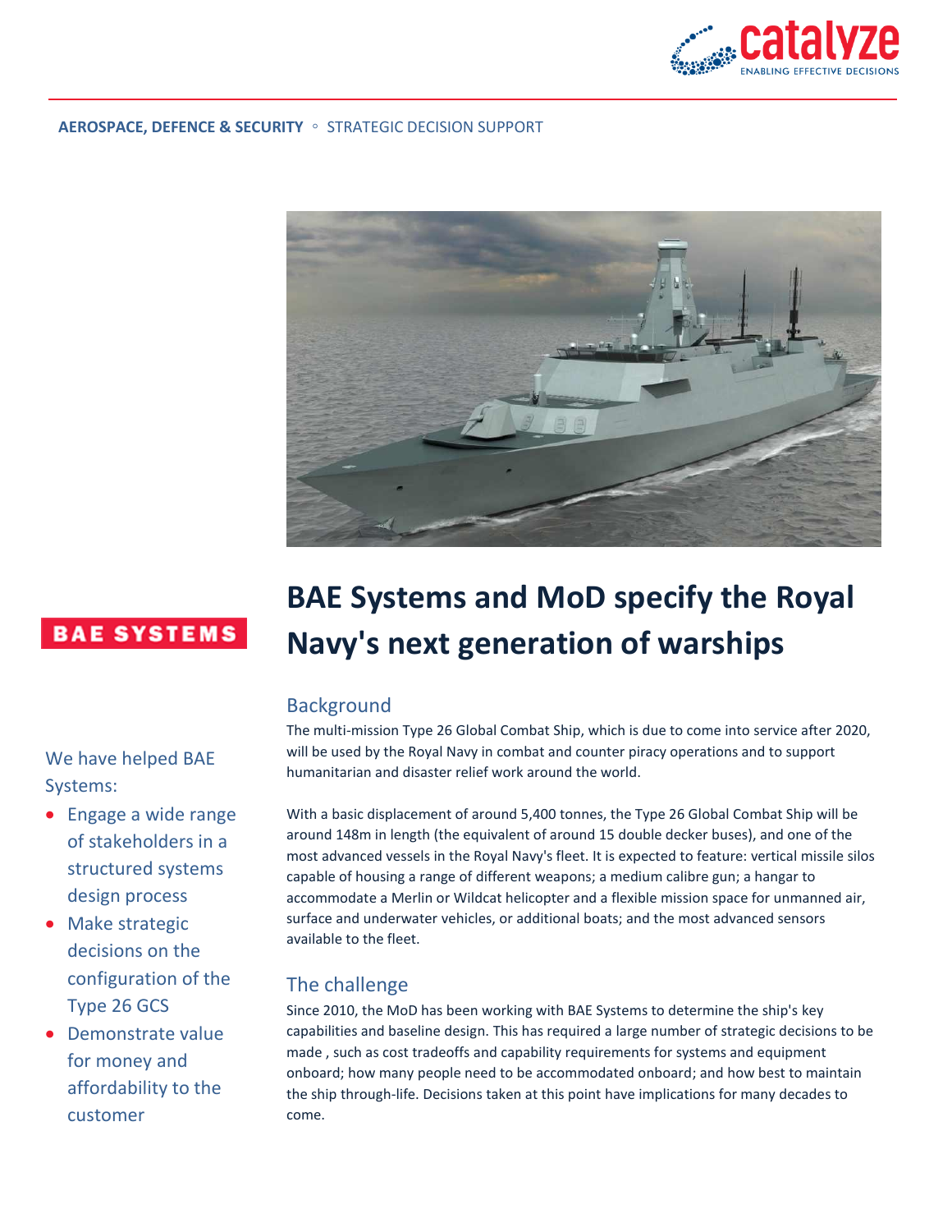AEROSPACE, DEFENCE & SECURITY ◦ STRATEGIC DECISION SUPPORT

# BAE Systems and MoD specify the Royal Navy's next generation of warships

We have helped BAE Systems:

- Engage a wide range of stakeholders in a structured systems design process
- Make strategic decisions on the configuration of the Type 26 GCS
- Demonstrate value for money and affordability to the customer

## Background

The multi-mission Type 26 Global Combat Ship, which is due to come into service after 2020, will be used by the Royal Navy in combat and counter piracy operations and to support humanitarian and disaster relief work around the world.

With a basic displacement of around 5,400 tonnes, the Type 26 Global Combat Ship will be around 148m in length (the equivalent of around 15 double decker buses), and one of the most advanced vessels in the Royal Navy's fleet. It is expected to feature: vertical missile silos capable of housing a range of different weapons; a medium calibre gun; a hangar to accommodate a Merlin or Wildcat helicopter and a flexible mission space for unmanned air, surface and underwater vehicles, or additional boats; and the most advanced sensors available to the fleet.

## The challenge

Since 2010, the MoD has been working with BAE Systems to determine the ship's key capabilities and baseline design. This has required a large number of strategic decisions to be made , such as cost tradeoffs and capability requirements for systems and equipment onboard; how many people need to be accommodated onboard; and how best to maintain the ship through-life. Decisions taken at this point have implications for many decades to come.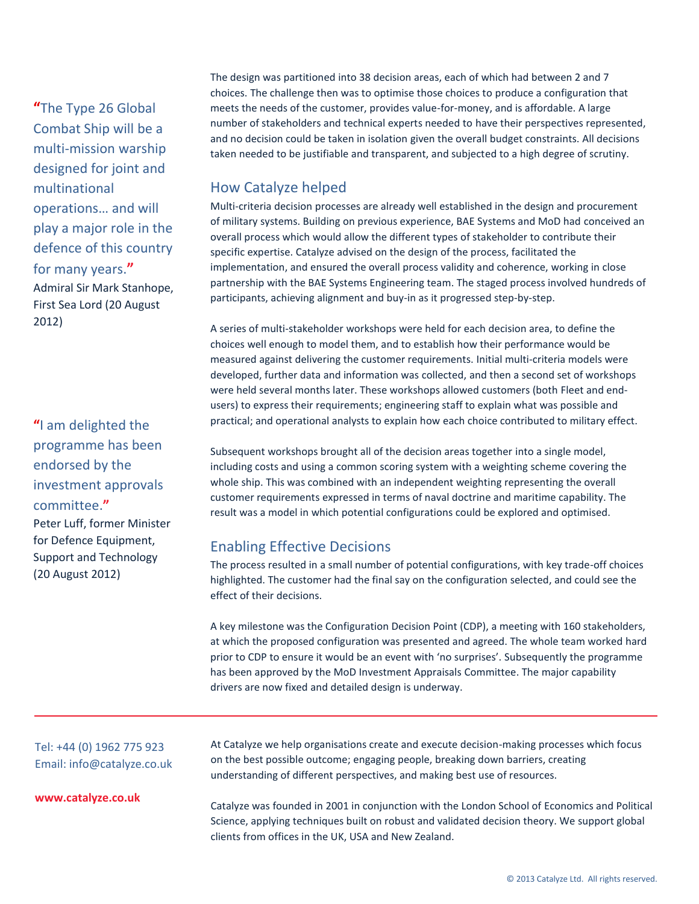> "The Type 26 Global Combat Ship will be a multi-mission warship designed for joint and multinational operations… and will play a major role in the defence of this country for many years."
>
> Admiral Sir Mark Stanhope, First Sea Lord (20 August 2012)

> "I am delighted the programme has been endorsed by the investment approvals committee."
>
> Peter Luff, former Minister for Defence Equipment, Support and Technology (20 August 2012)

The design was partitioned into 38 decision areas, each of which had between 2 and 7 choices. The challenge then was to optimise those choices to produce a configuration that meets the needs of the customer, provides value-for-money, and is affordable. A large number of stakeholders and technical experts needed to have their perspectives represented, and no decision could be taken in isolation given the overall budget constraints. All decisions taken needed to be justifiable and transparent, and subjected to a high degree of scrutiny.

## How Catalyze helped

Multi-criteria decision processes are already well established in the design and procurement of military systems. Building on previous experience, BAE Systems and MoD had conceived an overall process which would allow the different types of stakeholder to contribute their specific expertise. Catalyze advised on the design of the process, facilitated the implementation, and ensured the overall process validity and coherence, working in close partnership with the BAE Systems Engineering team. The staged process involved hundreds of participants, achieving alignment and buy-in as it progressed step-by-step.

A series of multi-stakeholder workshops were held for each decision area, to define the choices well enough to model them, and to establish how their performance would be measured against delivering the customer requirements. Initial multi-criteria models were developed, further data and information was collected, and then a second set of workshops were held several months later. These workshops allowed customers (both Fleet and end-users) to express their requirements; engineering staff to explain what was possible and practical; and operational analysts to explain how each choice contributed to military effect.

Subsequent workshops brought all of the decision areas together into a single model, including costs and using a common scoring system with a weighting scheme covering the whole ship. This was combined with an independent weighting representing the overall customer requirements expressed in terms of naval doctrine and maritime capability. The result was a model in which potential configurations could be explored and optimised.

## Enabling Effective Decisions

The process resulted in a small number of potential configurations, with key trade-off choices highlighted. The customer had the final say on the configuration selected, and could see the effect of their decisions.

A key milestone was the Configuration Decision Point (CDP), a meeting with 160 stakeholders, at which the proposed configuration was presented and agreed. The whole team worked hard prior to CDP to ensure it would be an event with 'no surprises'. Subsequently the programme has been approved by the MoD Investment Appraisals Committee. The major capability drivers are now fixed and detailed design is underway.

---

Tel: +44 (0) 1962 775 923
Email: info@catalyze.co.uk

**www.catalyze.co.uk**

At Catalyze we help organisations create and execute decision-making processes which focus on the best possible outcome; engaging people, breaking down barriers, creating understanding of different perspectives, and making best use of resources.

Catalyze was founded in 2001 in conjunction with the London School of Economics and Political Science, applying techniques built on robust and validated decision theory. We support global clients from offices in the UK, USA and New Zealand.

© 2013 Catalyze Ltd. All rights reserved.